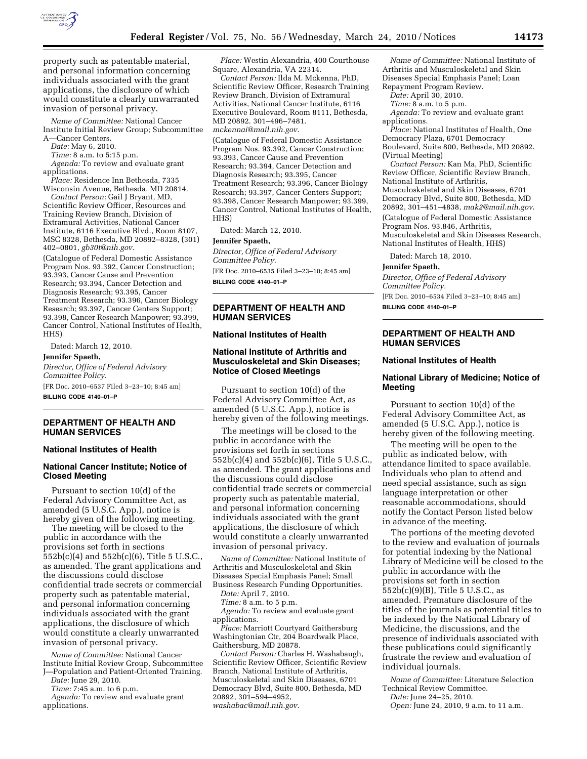property such as patentable material, and personal information concerning individuals associated with the grant applications, the disclosure of which would constitute a clearly unwarranted invasion of personal privacy.

*Name of Committee:* National Cancer Institute Initial Review Group; Subcommittee A—Cancer Centers.

*Date:* May 6, 2010.

*Time:* 8 a.m. to 5:15 p.m.

*Agenda:* To review and evaluate grant applications.

*Place:* Residence Inn Bethesda, 7335 Wisconsin Avenue, Bethesda, MD 20814.

*Contact Person:* Gail J Bryant, MD, Scientific Review Officer, Resources and Training Review Branch, Division of Extramural Activities, National Cancer Institute, 6116 Executive Blvd., Room 8107, MSC 8328, Bethesda, MD 20892–8328, (301) 402–0801, *gb30t@nih.gov.*

(Catalogue of Federal Domestic Assistance Program Nos. 93.392, Cancer Construction; 93.393, Cancer Cause and Prevention Research; 93.394, Cancer Detection and Diagnosis Research; 93.395, Cancer Treatment Research; 93.396, Cancer Biology Research; 93.397, Cancer Centers Support; 93.398, Cancer Research Manpower; 93.399, Cancer Control, National Institutes of Health, HHS)

Dated: March 12, 2010.

**Jennifer Spaeth,**

*Director, Office of Federal Advisory Committee Policy.*

[FR Doc. 2010–6537 Filed 3–23–10; 8:45 am]

**BILLING CODE 4140–01–P**

## DEPARTMENT OF HEALTH AND HUMAN SERVICES

### National Institutes of Health

### National Cancer Institute; Notice of Closed Meeting

Pursuant to section 10(d) of the Federal Advisory Committee Act, as amended (5 U.S.C. App.), notice is hereby given of the following meeting.

The meeting will be closed to the public in accordance with the provisions set forth in sections 552b(c)(4) and 552b(c)(6), Title 5 U.S.C., as amended. The grant applications and the discussions could disclose confidential trade secrets or commercial property such as patentable material, and personal information concerning individuals associated with the grant applications, the disclosure of which would constitute a clearly unwarranted invasion of personal privacy.

*Name of Committee:* National Cancer Institute Initial Review Group, Subcommittee J—Population and Patient-Oriented Training.

*Date:* June 29, 2010.

*Time:* 7:45 a.m. to 6 p.m.

*Agenda:* To review and evaluate grant applications.

*Place:* Westin Alexandria, 400 Courthouse Square, Alexandria, VA 22314.

*Contact Person:* Ilda M. Mckenna, PhD, Scientific Review Officer, Research Training Review Branch, Division of Extramural Activities, National Cancer Institute, 6116 Executive Boulevard, Room 8111, Bethesda, MD 20892. 301–496–7481. *mckennai@mail.nih.gov.*

(Catalogue of Federal Domestic Assistance Program Nos. 93.392, Cancer Construction; 93.393, Cancer Cause and Prevention Research; 93.394, Cancer Detection and Diagnosis Research; 93.395, Cancer Treatment Research; 93.396, Cancer Biology Research; 93.397, Cancer Centers Support; 93.398, Cancer Research Manpower; 93.399, Cancer Control, National Institutes of Health, HHS)

Dated: March 12, 2010.

**Jennifer Spaeth,**

*Director, Office of Federal Advisory Committee Policy.*

[FR Doc. 2010–6535 Filed 3–23–10; 8:45 am]

**BILLING CODE 4140–01–P**

## DEPARTMENT OF HEALTH AND HUMAN SERVICES

### National Institutes of Health

### National Institute of Arthritis and Musculoskeletal and Skin Diseases; Notice of Closed Meetings

Pursuant to section 10(d) of the Federal Advisory Committee Act, as amended (5 U.S.C. App.), notice is hereby given of the following meetings.

The meetings will be closed to the public in accordance with the provisions set forth in sections 552b(c)(4) and 552b(c)(6), Title 5 U.S.C., as amended. The grant applications and the discussions could disclose confidential trade secrets or commercial property such as patentable material, and personal information concerning individuals associated with the grant applications, the disclosure of which would constitute a clearly unwarranted invasion of personal privacy.

*Name of Committee:* National Institute of Arthritis and Musculoskeletal and Skin Diseases Special Emphasis Panel; Small Business Research Funding Opportunities.

*Date:* April 7, 2010.

*Time:* 8 a.m. to 5 p.m.

*Agenda:* To review and evaluate grant applications.

*Place:* Marriott Courtyard Gaithersburg Washingtonian Ctr, 204 Boardwalk Place, Gaithersburg, MD 20878.

*Contact Person:* Charles H. Washabaugh, Scientific Review Officer, Scientific Review Branch, National Institute of Arthritis, Musculoskeletal and Skin Diseases, 6701 Democracy Blvd, Suite 800, Bethesda, MD 20892, 301–594–4952, *washabac@mail.nih.gov.*

*Name of Committee:* National Institute of Arthritis and Musculoskeletal and Skin Diseases Special Emphasis Panel; Loan Repayment Program Review.

*Date:* April 30, 2010.

*Time:* 8 a.m. to 5 p.m.

*Agenda:* To review and evaluate grant applications.

*Place:* National Institutes of Health, One Democracy Plaza, 6701 Democracy Boulevard, Suite 800, Bethesda, MD 20892. (Virtual Meeting)

*Contact Person:* Kan Ma, PhD, Scientific Review Officer, Scientific Review Branch, National Institute of Arthritis, Musculoskeletal and Skin Diseases, 6701 Democracy Blvd, Suite 800, Bethesda, MD 20892, 301–451–4838, *mak2@mail.nih.gov.*

(Catalogue of Federal Domestic Assistance Program Nos. 93.846, Arthritis, Musculoskeletal and Skin Diseases Research, National Institutes of Health, HHS)

Dated: March 18, 2010.

**Jennifer Spaeth,**

*Director, Office of Federal Advisory Committee Policy.*

[FR Doc. 2010–6534 Filed 3–23–10; 8:45 am]

**BILLING CODE 4140–01–P**

## DEPARTMENT OF HEALTH AND HUMAN SERVICES

### National Institutes of Health

### National Library of Medicine; Notice of Meeting

Pursuant to section 10(d) of the Federal Advisory Committee Act, as amended (5 U.S.C. App.), notice is hereby given of the following meeting.

The meeting will be open to the public as indicated below, with attendance limited to space available. Individuals who plan to attend and need special assistance, such as sign language interpretation or other reasonable accommodations, should notify the Contact Person listed below in advance of the meeting.

The portions of the meeting devoted to the review and evaluation of journals for potential indexing by the National Library of Medicine will be closed to the public in accordance with the provisions set forth in section 552b(c)(9)(B), Title 5 U.S.C., as amended. Premature disclosure of the titles of the journals as potential titles to be indexed by the National Library of Medicine, the discussions, and the presence of individuals associated with these publications could significantly frustrate the review and evaluation of individual journals.

*Name of Committee:* Literature Selection Technical Review Committee.

*Date:* June 24–25, 2010.

*Open:* June 24, 2010, 9 a.m. to 11 a.m.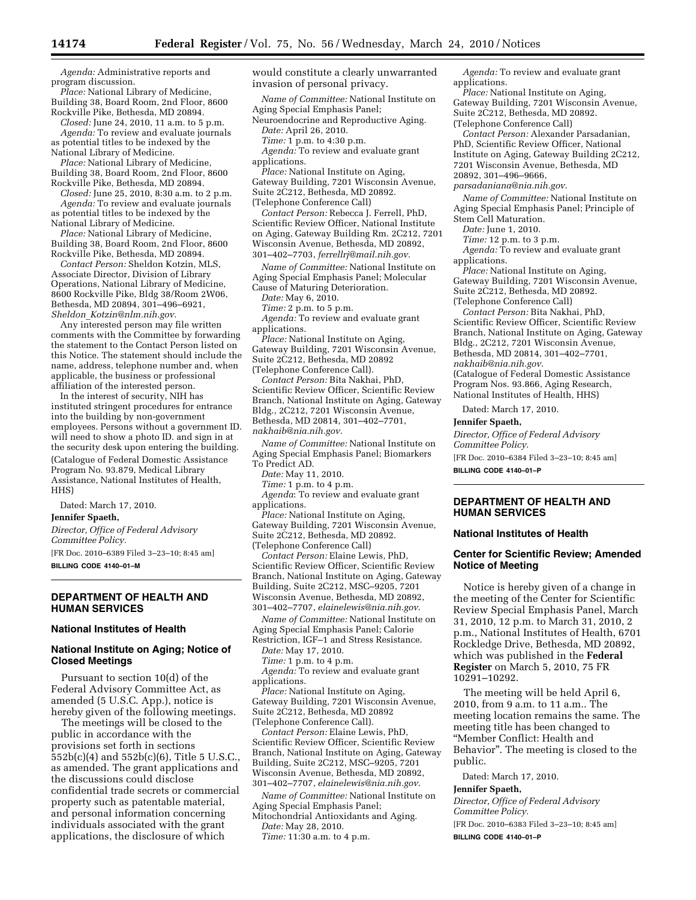*Agenda:* Administrative reports and program discussion.

*Place:* National Library of Medicine, Building 38, Board Room, 2nd Floor, 8600 Rockville Pike, Bethesda, MD 20894.

*Closed:* June 24, 2010, 11 a.m. to 5 p.m.

*Agenda:* To review and evaluate journals as potential titles to be indexed by the National Library of Medicine.

*Place:* National Library of Medicine, Building 38, Board Room, 2nd Floor, 8600 Rockville Pike, Bethesda, MD 20894.

*Closed:* June 25, 2010, 8:30 a.m. to 2 p.m.

*Agenda:* To review and evaluate journals as potential titles to be indexed by the National Library of Medicine.

*Place:* National Library of Medicine, Building 38, Board Room, 2nd Floor, 8600 Rockville Pike, Bethesda, MD 20894.

*Contact Person:* Sheldon Kotzin, MLS, Associate Director, Division of Library Operations, National Library of Medicine, 8600 Rockville Pike, Bldg 38/Room 2W06, Bethesda, MD 20894, 301–496–6921, *Sheldon_Kotzin@nlm.nih.gov.*

Any interested person may file written comments with the Committee by forwarding the statement to the Contact Person listed on this Notice. The statement should include the name, address, telephone number and, when applicable, the business or professional affiliation of the interested person.

In the interest of security, NIH has instituted stringent procedures for entrance into the building by non-government employees. Persons without a government ID. will need to show a photo ID. and sign in at the security desk upon entering the building.

(Catalogue of Federal Domestic Assistance Program No. 93.879, Medical Library Assistance, National Institutes of Health, HHS)

Dated: March 17, 2010.

**Jennifer Spaeth,**

*Director, Office of Federal Advisory Committee Policy.*

[FR Doc. 2010–6389 Filed 3–23–10; 8:45 am]

**BILLING CODE 4140–01–M**

## DEPARTMENT OF HEALTH AND HUMAN SERVICES

### National Institutes of Health

### National Institute on Aging; Notice of Closed Meetings

Pursuant to section 10(d) of the Federal Advisory Committee Act, as amended (5 U.S.C. App.), notice is hereby given of the following meetings.

The meetings will be closed to the public in accordance with the provisions set forth in sections 552b(c)(4) and 552b(c)(6), Title 5 U.S.C., as amended. The grant applications and the discussions could disclose confidential trade secrets or commercial property such as patentable material, and personal information concerning individuals associated with the grant applications, the disclosure of which would constitute a clearly unwarranted invasion of personal privacy.

*Name of Committee:* National Institute on Aging Special Emphasis Panel; Neuroendocrine and Reproductive Aging.

*Date:* April 26, 2010.

*Time:* 1 p.m. to 4:30 p.m.

*Agenda:* To review and evaluate grant applications.

*Place:* National Institute on Aging, Gateway Building, 7201 Wisconsin Avenue, Suite 2C212, Bethesda, MD 20892. (Telephone Conference Call)

*Contact Person:* Rebecca J. Ferrell, PhD, Scientific Review Officer, National Institute on Aging, Gateway Building Rm. 2C212, 7201 Wisconsin Avenue, Bethesda, MD 20892, 301–402–7703, *ferrellrj@mail.nih.gov.*

*Name of Committee:* National Institute on Aging Special Emphasis Panel; Molecular Cause of Maturing Deterioration.

*Date:* May 6, 2010.

*Time:* 2 p.m. to 5 p.m.

*Agenda:* To review and evaluate grant applications.

*Place:* National Institute on Aging, Gateway Building, 7201 Wisconsin Avenue, Suite 2C212, Bethesda, MD 20892 (Telephone Conference Call).

*Contact Person:* Bita Nakhai, PhD, Scientific Review Officer, Scientific Review Branch, National Institute on Aging, Gateway Bldg., 2C212, 7201 Wisconsin Avenue, Bethesda, MD 20814, 301–402–7701, *nakhaib@nia.nih.gov.*

*Name of Committee:* National Institute on Aging Special Emphasis Panel; Biomarkers To Predict AD.

*Date:* May 11, 2010.

*Time:* 1 p.m. to 4 p.m.

*Agenda*: To review and evaluate grant applications.

*Place:* National Institute on Aging, Gateway Building, 7201 Wisconsin Avenue, Suite 2C212, Bethesda, MD 20892. (Telephone Conference Call)

*Contact Person:* Elaine Lewis, PhD, Scientific Review Officer, Scientific Review Branch, National Institute on Aging, Gateway Building, Suite 2C212, MSC–9205, 7201 Wisconsin Avenue, Bethesda, MD 20892, 301–402–7707, *elainelewis@nia.nih.gov.*

*Name of Committee:* National Institute on Aging Special Emphasis Panel; Calorie Restriction, IGF–1 and Stress Resistance.

*Date:* May 17, 2010.

*Time:* 1 p.m. to 4 p.m.

*Agenda:* To review and evaluate grant applications.

*Place:* National Institute on Aging, Gateway Building, 7201 Wisconsin Avenue, Suite 2C212, Bethesda, MD 20892 (Telephone Conference Call).

*Contact Person:* Elaine Lewis, PhD, Scientific Review Officer, Scientific Review Branch, National Institute on Aging, Gateway Building, Suite 2C212, MSC–9205, 7201 Wisconsin Avenue, Bethesda, MD 20892, 301–402–7707, *elainelewis@nia.nih.gov.*

*Name of Committee:* National Institute on Aging Special Emphasis Panel; Mitochondrial Antioxidants and Aging.

*Date:* May 28, 2010.

*Time:* 11:30 a.m. to 4 p.m.

*Agenda:* To review and evaluate grant applications.

*Place:* National Institute on Aging, Gateway Building, 7201 Wisconsin Avenue, Suite 2C212, Bethesda, MD 20892. (Telephone Conference Call)

*Contact Person:* Alexander Parsadanian, PhD, Scientific Review Officer, National Institute on Aging, Gateway Building 2C212, 7201 Wisconsin Avenue, Bethesda, MD 20892, 301–496–9666, *parsadaniana@nia.nih.gov.*

*Name of Committee:* National Institute on Aging Special Emphasis Panel; Principle of Stem Cell Maturation.

*Date:* June 1, 2010.

*Time:* 12 p.m. to 3 p.m.

*Agenda:* To review and evaluate grant applications.

*Place:* National Institute on Aging, Gateway Building, 7201 Wisconsin Avenue, Suite 2C212, Bethesda, MD 20892. (Telephone Conference Call)

*Contact Person:* Bita Nakhai, PhD, Scientific Review Officer, Scientific Review Branch, National Institute on Aging, Gateway Bldg., 2C212, 7201 Wisconsin Avenue, Bethesda, MD 20814, 301–402–7701, *nakhaib@nia.nih.gov.*

(Catalogue of Federal Domestic Assistance Program Nos. 93.866, Aging Research, National Institutes of Health, HHS)

Dated: March 17, 2010.

**Jennifer Spaeth,**

*Director, Office of Federal Advisory Committee Policy.*

[FR Doc. 2010–6384 Filed 3–23–10; 8:45 am]

**BILLING CODE 4140–01–P**

## DEPARTMENT OF HEALTH AND HUMAN SERVICES

### National Institutes of Health

### Center for Scientific Review; Amended Notice of Meeting

Notice is hereby given of a change in the meeting of the Center for Scientific Review Special Emphasis Panel, March 31, 2010, 12 p.m. to March 31, 2010, 2 p.m., National Institutes of Health, 6701 Rockledge Drive, Bethesda, MD 20892, which was published in the **Federal Register** on March 5, 2010, 75 FR 10291–10292.

The meeting will be held April 6, 2010, from 9 a.m. to 11 a.m.. The meeting location remains the same. The meeting title has been changed to "Member Conflict: Health and Behavior". The meeting is closed to the public.

Dated: March 17, 2010.

**Jennifer Spaeth,**

*Director, Office of Federal Advisory Committee Policy.*

[FR Doc. 2010–6383 Filed 3–23–10; 8:45 am]

**BILLING CODE 4140–01–P**